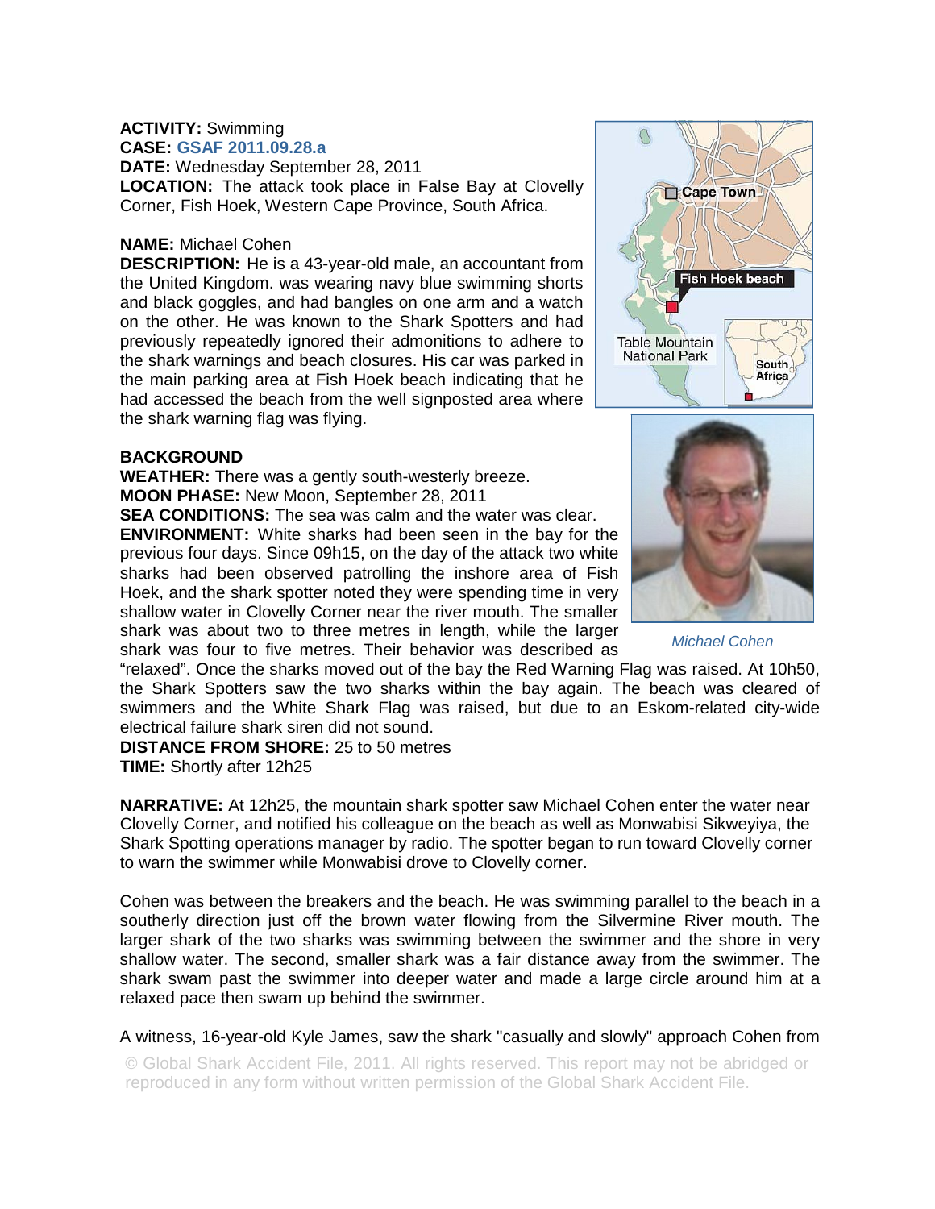**ACTIVITY:** Swimming
**CASE:** **GSAF 2011.09.28.a**
**DATE:** Wednesday September 28, 2011
**LOCATION:** The attack took place in False Bay at Clovelly Corner, Fish Hoek, Western Cape Province, South Africa.

**NAME:** Michael Cohen
**DESCRIPTION:** He is a 43-year-old male, an accountant from the United Kingdom. was wearing navy blue swimming shorts and black goggles, and had bangles on one arm and a watch on the other. He was known to the Shark Spotters and had previously repeatedly ignored their admonitions to adhere to the shark warnings and beach closures. His car was parked in the main parking area at Fish Hoek beach indicating that he had accessed the beach from the well signposted area where the shark warning flag was flying.

*Michael Cohen*

**BACKGROUND**
**WEATHER:** There was a gently south-westerly breeze.
**MOON PHASE:** New Moon, September 28, 2011
**SEA CONDITIONS:** The sea was calm and the water was clear.
**ENVIRONMENT:** White sharks had been seen in the bay for the previous four days. Since 09h15, on the day of the attack two white sharks had been observed patrolling the inshore area of Fish Hoek, and the shark spotter noted they were spending time in very shallow water in Clovelly Corner near the river mouth. The smaller shark was about two to three metres in length, while the larger shark was four to five metres. Their behavior was described as "relaxed". Once the sharks moved out of the bay the Red Warning Flag was raised. At 10h50, the Shark Spotters saw the two sharks within the bay again. The beach was cleared of swimmers and the White Shark Flag was raised, but due to an Eskom-related city-wide electrical failure shark siren did not sound.
**DISTANCE FROM SHORE:** 25 to 50 metres
**TIME:** Shortly after 12h25

**NARRATIVE:** At 12h25, the mountain shark spotter saw Michael Cohen enter the water near Clovelly Corner, and notified his colleague on the beach as well as Monwabisi Sikweyiya, the Shark Spotting operations manager by radio. The spotter began to run toward Clovelly corner to warn the swimmer while Monwabisi drove to Clovelly corner.

Cohen was between the breakers and the beach. He was swimming parallel to the beach in a southerly direction just off the brown water flowing from the Silvermine River mouth. The larger shark of the two sharks was swimming between the swimmer and the shore in very shallow water. The second, smaller shark was a fair distance away from the swimmer. The shark swam past the swimmer into deeper water and made a large circle around him at a relaxed pace then swam up behind the swimmer.

A witness, 16-year-old Kyle James, saw the shark "casually and slowly" approach Cohen from

© Global Shark Accident File, 2011. All rights reserved. This report may not be abridged or reproduced in any form without written permission of the Global Shark Accident File.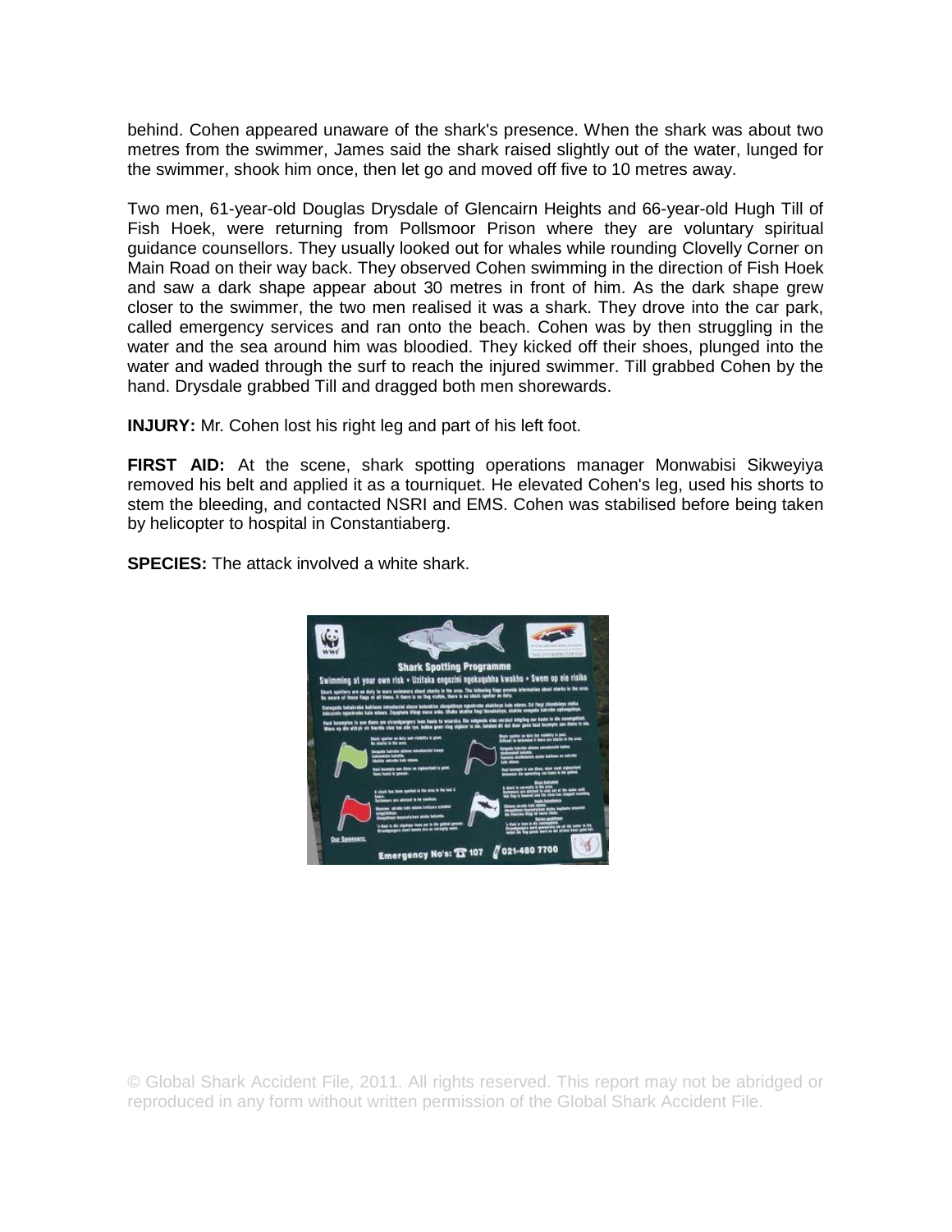behind. Cohen appeared unaware of the shark's presence. When the shark was about two metres from the swimmer, James said the shark raised slightly out of the water, lunged for the swimmer, shook him once, then let go and moved off five to 10 metres away.

Two men, 61-year-old Douglas Drysdale of Glencairn Heights and 66-year-old Hugh Till of Fish Hoek, were returning from Pollsmoor Prison where they are voluntary spiritual guidance counsellors. They usually looked out for whales while rounding Clovelly Corner on Main Road on their way back. They observed Cohen swimming in the direction of Fish Hoek and saw a dark shape appear about 30 metres in front of him. As the dark shape grew closer to the swimmer, the two men realised it was a shark. They drove into the car park, called emergency services and ran onto the beach. Cohen was by then struggling in the water and the sea around him was bloodied. They kicked off their shoes, plunged into the water and waded through the surf to reach the injured swimmer. Till grabbed Cohen by the hand. Drysdale grabbed Till and dragged both men shorewards.

**INJURY:** Mr. Cohen lost his right leg and part of his left foot.

**FIRST AID:** At the scene, shark spotting operations manager Monwabisi Sikweyiya removed his belt and applied it as a tourniquet. He elevated Cohen's leg, used his shorts to stem the bleeding, and contacted NSRI and EMS. Cohen was stabilised before being taken by helicopter to hospital in Constantiaberg.

**SPECIES:** The attack involved a white shark.

© Global Shark Accident File, 2011. All rights reserved. This report may not be abridged or reproduced in any form without written permission of the Global Shark Accident File.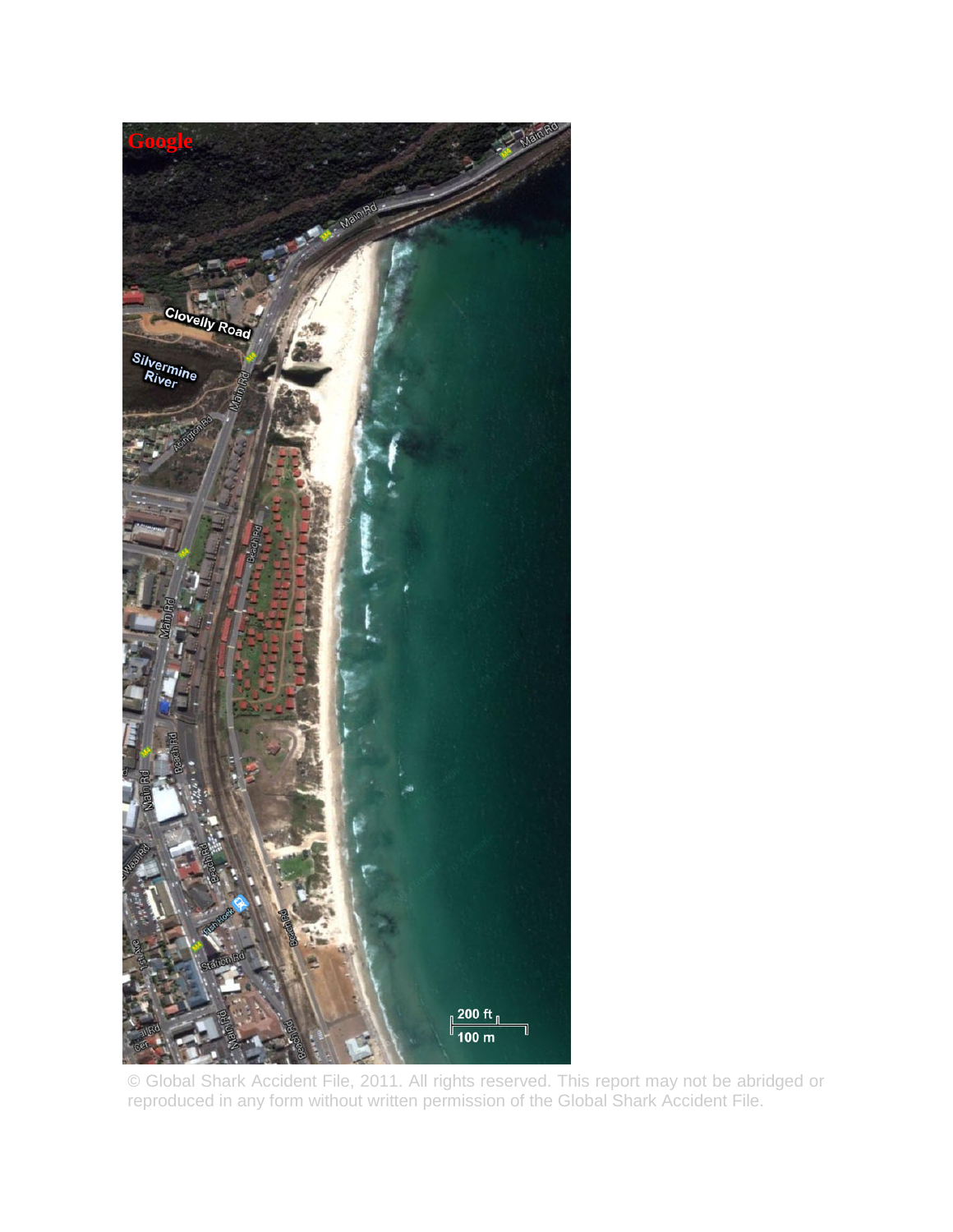© Global Shark Accident File, 2011. All rights reserved. This report may not be abridged or reproduced in any form without written permission of the Global Shark Accident File.